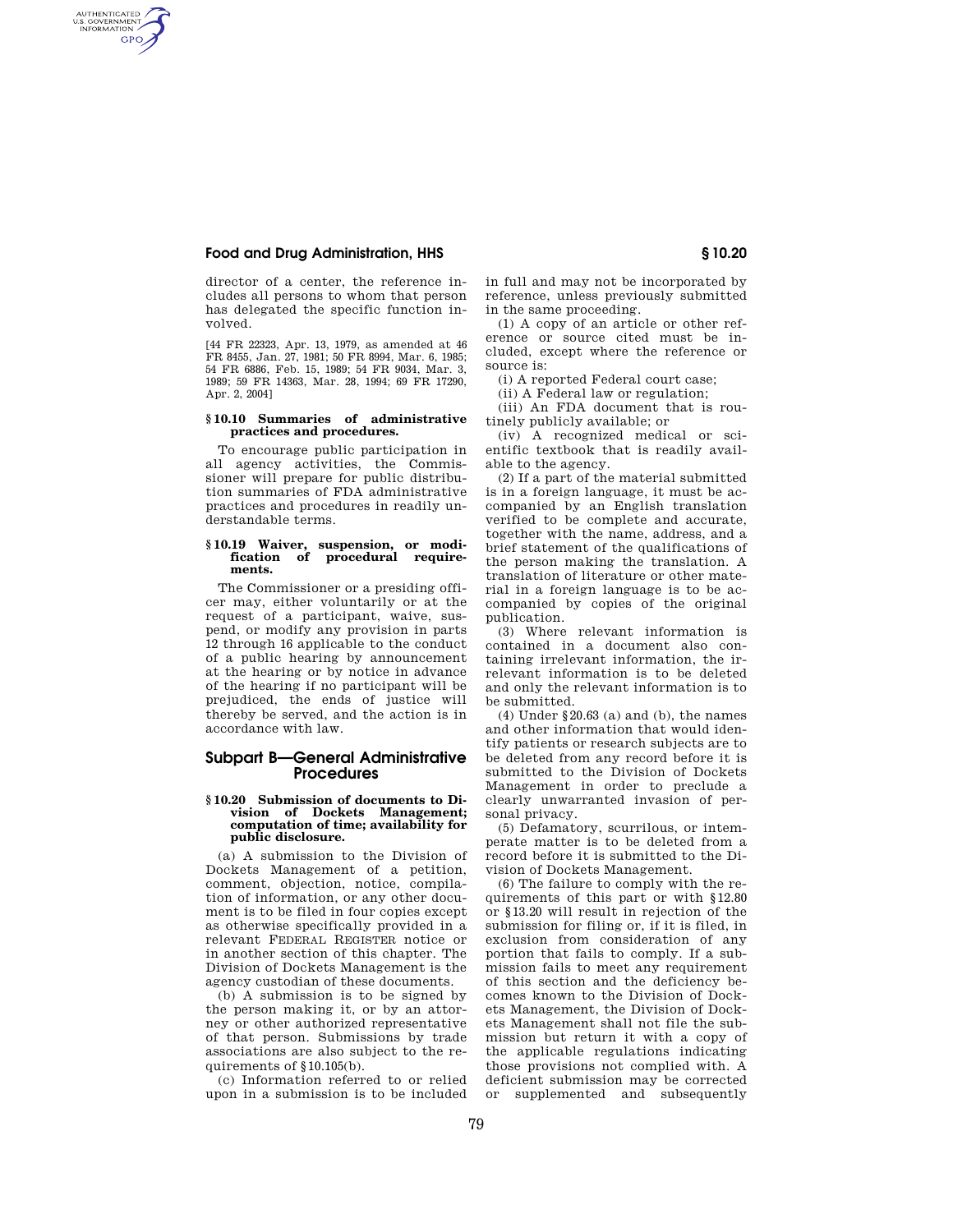director of a center, the reference includes all persons to whom that person has delegated the specific function involved.

[44 FR 22323, Apr. 13, 1979, as amended at 46 FR 8455, Jan. 27, 1981; 50 FR 8994, Mar. 6, 1985; 54 FR 6886, Feb. 15, 1989; 54 FR 9034, Mar. 3, 1989; 59 FR 14363, Mar. 28, 1994; 69 FR 17290, Apr. 2, 2004]

#### § 10.10 Summaries of administrative practices and procedures.

To encourage public participation in all agency activities, the Commissioner will prepare for public distribution summaries of FDA administrative practices and procedures in readily understandable terms.

#### § 10.19 Waiver, suspension, or modification of procedural requirements.

The Commissioner or a presiding officer may, either voluntarily or at the request of a participant, waive, suspend, or modify any provision in parts 12 through 16 applicable to the conduct of a public hearing by announcement at the hearing or by notice in advance of the hearing if no participant will be prejudiced, the ends of justice will thereby be served, and the action is in accordance with law.

## Subpart B—General Administrative Procedures

#### § 10.20 Submission of documents to Division of Dockets Management; computation of time; availability for public disclosure.

(a) A submission to the Division of Dockets Management of a petition, comment, objection, notice, compilation of information, or any other document is to be filed in four copies except as otherwise specifically provided in a relevant FEDERAL REGISTER notice or in another section of this chapter. The Division of Dockets Management is the agency custodian of these documents.

(b) A submission is to be signed by the person making it, or by an attorney or other authorized representative of that person. Submissions by trade associations are also subject to the requirements of § 10.105(b).

(c) Information referred to or relied upon in a submission is to be included in full and may not be incorporated by reference, unless previously submitted in the same proceeding.

(1) A copy of an article or other reference or source cited must be included, except where the reference or source is:

(i) A reported Federal court case;

(ii) A Federal law or regulation;

(iii) An FDA document that is routinely publicly available; or

(iv) A recognized medical or scientific textbook that is readily available to the agency.

(2) If a part of the material submitted is in a foreign language, it must be accompanied by an English translation verified to be complete and accurate, together with the name, address, and a brief statement of the qualifications of the person making the translation. A translation of literature or other material in a foreign language is to be accompanied by copies of the original publication.

(3) Where relevant information is contained in a document also containing irrelevant information, the irrelevant information is to be deleted and only the relevant information is to be submitted.

(4) Under § 20.63 (a) and (b), the names and other information that would identify patients or research subjects are to be deleted from any record before it is submitted to the Division of Dockets Management in order to preclude a clearly unwarranted invasion of personal privacy.

(5) Defamatory, scurrilous, or intemperate matter is to be deleted from a record before it is submitted to the Division of Dockets Management.

(6) The failure to comply with the requirements of this part or with § 12.80 or § 13.20 will result in rejection of the submission for filing or, if it is filed, in exclusion from consideration of any portion that fails to comply. If a submission fails to meet any requirement of this section and the deficiency becomes known to the Division of Dockets Management, the Division of Dockets Management shall not file the submission but return it with a copy of the applicable regulations indicating those provisions not complied with. A deficient submission may be corrected or supplemented and subsequently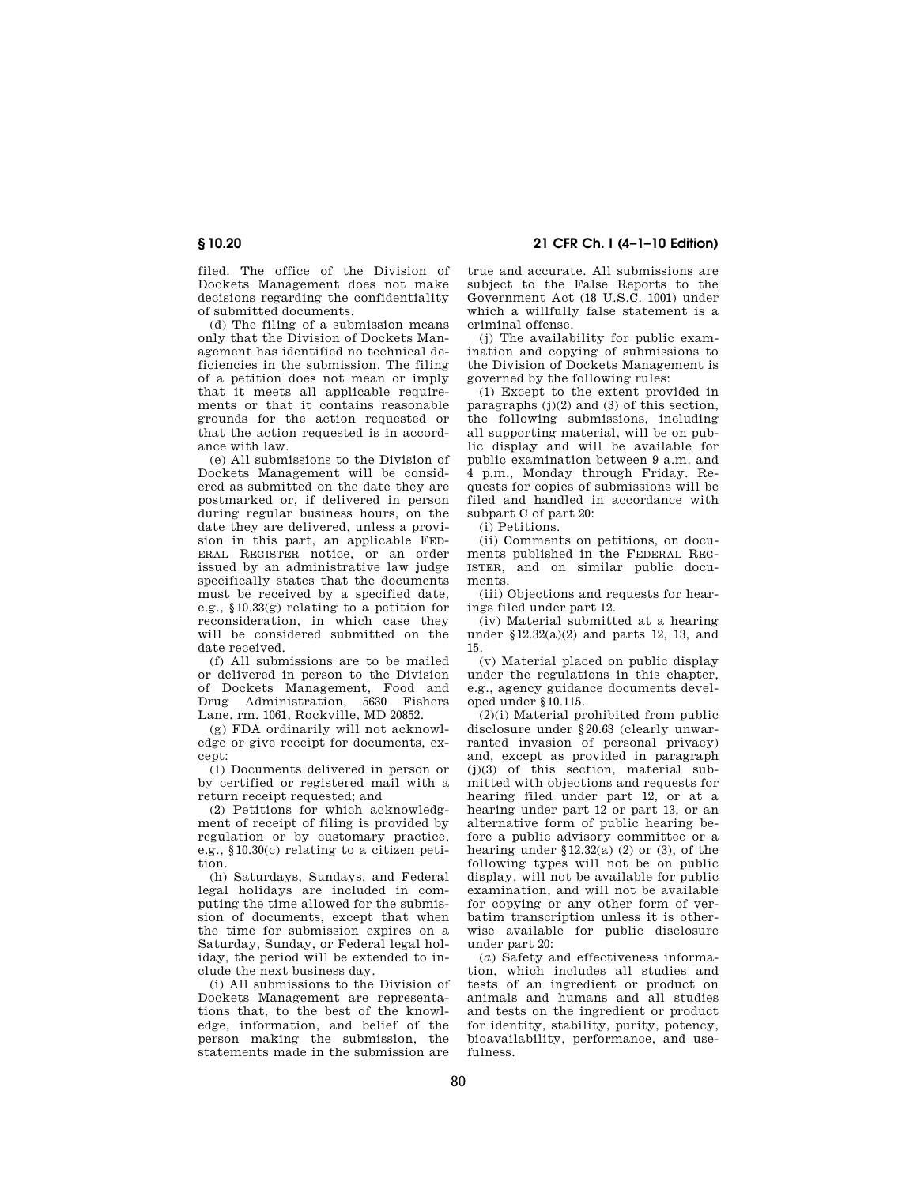filed. The office of the Division of Dockets Management does not make decisions regarding the confidentiality of submitted documents.

(d) The filing of a submission means only that the Division of Dockets Management has identified no technical deficiencies in the submission. The filing of a petition does not mean or imply that it meets all applicable requirements or that it contains reasonable grounds for the action requested or that the action requested is in accordance with law.

(e) All submissions to the Division of Dockets Management will be considered as submitted on the date they are postmarked or, if delivered in person during regular business hours, on the date they are delivered, unless a provision in this part, an applicable FEDERAL REGISTER notice, or an order issued by an administrative law judge specifically states that the documents must be received by a specified date, e.g., §10.33(g) relating to a petition for reconsideration, in which case they will be considered submitted on the date received.

(f) All submissions are to be mailed or delivered in person to the Division of Dockets Management, Food and Drug Administration, 5630 Fishers Lane, rm. 1061, Rockville, MD 20852.

(g) FDA ordinarily will not acknowledge or give receipt for documents, except:

(1) Documents delivered in person or by certified or registered mail with a return receipt requested; and

(2) Petitions for which acknowledgment of receipt of filing is provided by regulation or by customary practice, e.g., §10.30(c) relating to a citizen petition.

(h) Saturdays, Sundays, and Federal legal holidays are included in computing the time allowed for the submission of documents, except that when the time for submission expires on a Saturday, Sunday, or Federal legal holiday, the period will be extended to include the next business day.

(i) All submissions to the Division of Dockets Management are representations that, to the best of the knowledge, information, and belief of the person making the submission, the statements made in the submission are true and accurate. All submissions are subject to the False Reports to the Government Act (18 U.S.C. 1001) under which a willfully false statement is a criminal offense.

(j) The availability for public examination and copying of submissions to the Division of Dockets Management is governed by the following rules:

(1) Except to the extent provided in paragraphs (j)(2) and (3) of this section, the following submissions, including all supporting material, will be on public display and will be available for public examination between 9 a.m. and 4 p.m., Monday through Friday. Requests for copies of submissions will be filed and handled in accordance with subpart C of part 20:

(i) Petitions.

(ii) Comments on petitions, on documents published in the FEDERAL REGISTER, and on similar public documents.

(iii) Objections and requests for hearings filed under part 12.

(iv) Material submitted at a hearing under §12.32(a)(2) and parts 12, 13, and 15.

(v) Material placed on public display under the regulations in this chapter, e.g., agency guidance documents developed under §10.115.

(2)(i) Material prohibited from public disclosure under §20.63 (clearly unwarranted invasion of personal privacy) and, except as provided in paragraph (j)(3) of this section, material submitted with objections and requests for hearing filed under part 12, or at a hearing under part 12 or part 13, or an alternative form of public hearing before a public advisory committee or a hearing under §12.32(a) (2) or (3), of the following types will not be on public display, will not be available for public examination, and will not be available for copying or any other form of verbatim transcription unless it is otherwise available for public disclosure under part 20:

(*a*) Safety and effectiveness information, which includes all studies and tests of an ingredient or product on animals and humans and all studies and tests on the ingredient or product for identity, stability, purity, potency, bioavailability, performance, and usefulness.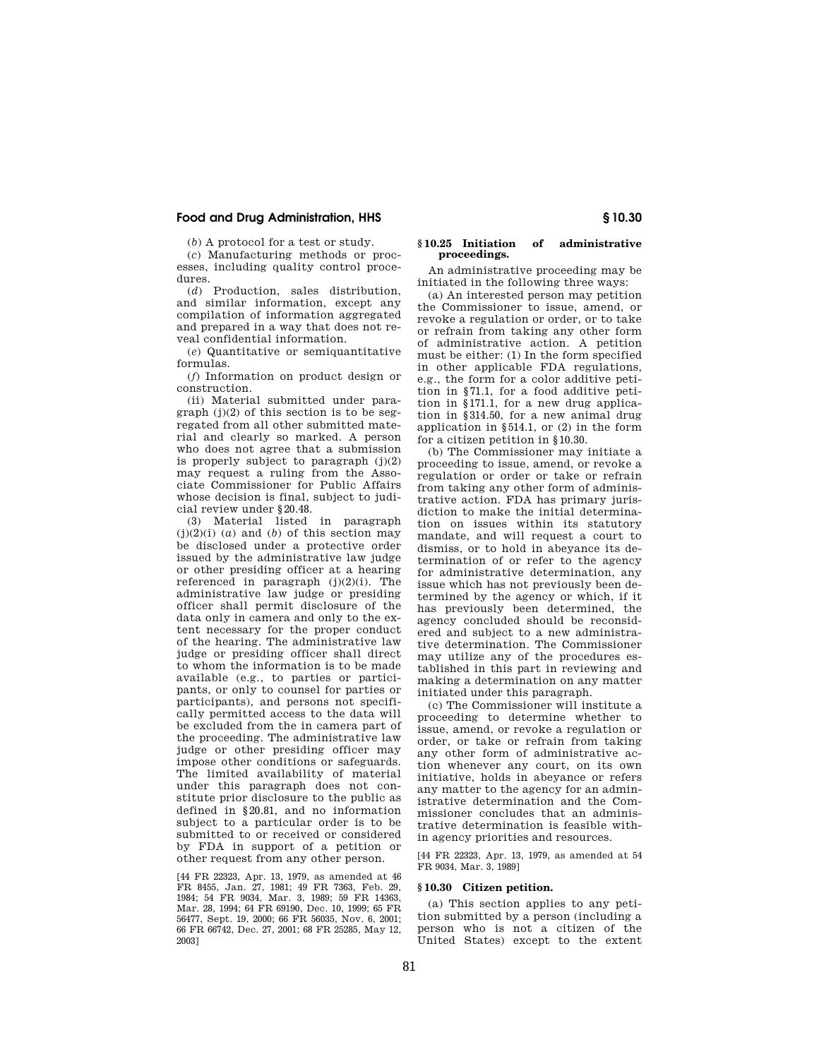(*b*) A protocol for a test or study.

(*c*) Manufacturing methods or processes, including quality control procedures.

(*d*) Production, sales distribution, and similar information, except any compilation of information aggregated and prepared in a way that does not reveal confidential information.

(*e*) Quantitative or semiquantitative formulas.

(*f*) Information on product design or construction.

(ii) Material submitted under paragraph (j)(2) of this section is to be segregated from all other submitted material and clearly so marked. A person who does not agree that a submission is properly subject to paragraph (j)(2) may request a ruling from the Associate Commissioner for Public Affairs whose decision is final, subject to judicial review under §20.48.

(3) Material listed in paragraph (j)(2)(i) (*a*) and (*b*) of this section may be disclosed under a protective order issued by the administrative law judge or other presiding officer at a hearing referenced in paragraph (j)(2)(i). The administrative law judge or presiding officer shall permit disclosure of the data only in camera and only to the extent necessary for the proper conduct of the hearing. The administrative law judge or presiding officer shall direct to whom the information is to be made available (e.g., to parties or participants, or only to counsel for parties or participants), and persons not specifically permitted access to the data will be excluded from the in camera part of the proceeding. The administrative law judge or other presiding officer may impose other conditions or safeguards. The limited availability of material under this paragraph does not constitute prior disclosure to the public as defined in §20.81, and no information subject to a particular order is to be submitted to or received or considered by FDA in support of a petition or other request from any other person.

[44 FR 22323, Apr. 13, 1979, as amended at 46 FR 8455, Jan. 27, 1981; 49 FR 7363, Feb. 29, 1984; 54 FR 9034, Mar. 3, 1989; 59 FR 14363, Mar. 28, 1994; 64 FR 69190, Dec. 10, 1999; 65 FR 56477, Sept. 19, 2000; 66 FR 56035, Nov. 6, 2001; 66 FR 66742, Dec. 27, 2001; 68 FR 25285, May 12, 2003]

### § 10.25 Initiation of administrative proceedings.

An administrative proceeding may be initiated in the following three ways:

(a) An interested person may petition the Commissioner to issue, amend, or revoke a regulation or order, or to take or refrain from taking any other form of administrative action. A petition must be either: (1) In the form specified in other applicable FDA regulations, e.g., the form for a color additive petition in §71.1, for a food additive petition in §171.1, for a new drug application in §314.50, for a new animal drug application in §514.1, or (2) in the form for a citizen petition in §10.30.

(b) The Commissioner may initiate a proceeding to issue, amend, or revoke a regulation or order or take or refrain from taking any other form of administrative action. FDA has primary jurisdiction to make the initial determination on issues within its statutory mandate, and will request a court to dismiss, or to hold in abeyance its determination of or refer to the agency for administrative determination, any issue which has not previously been determined by the agency or which, if it has previously been determined, the agency concluded should be reconsidered and subject to a new administrative determination. The Commissioner may utilize any of the procedures established in this part in reviewing and making a determination on any matter initiated under this paragraph.

(c) The Commissioner will institute a proceeding to determine whether to issue, amend, or revoke a regulation or order, or take or refrain from taking any other form of administrative action whenever any court, on its own initiative, holds in abeyance or refers any matter to the agency for an administrative determination and the Commissioner concludes that an administrative determination is feasible within agency priorities and resources.

[44 FR 22323, Apr. 13, 1979, as amended at 54 FR 9034, Mar. 3, 1989]

### § 10.30 Citizen petition.

(a) This section applies to any petition submitted by a person (including a person who is not a citizen of the United States) except to the extent